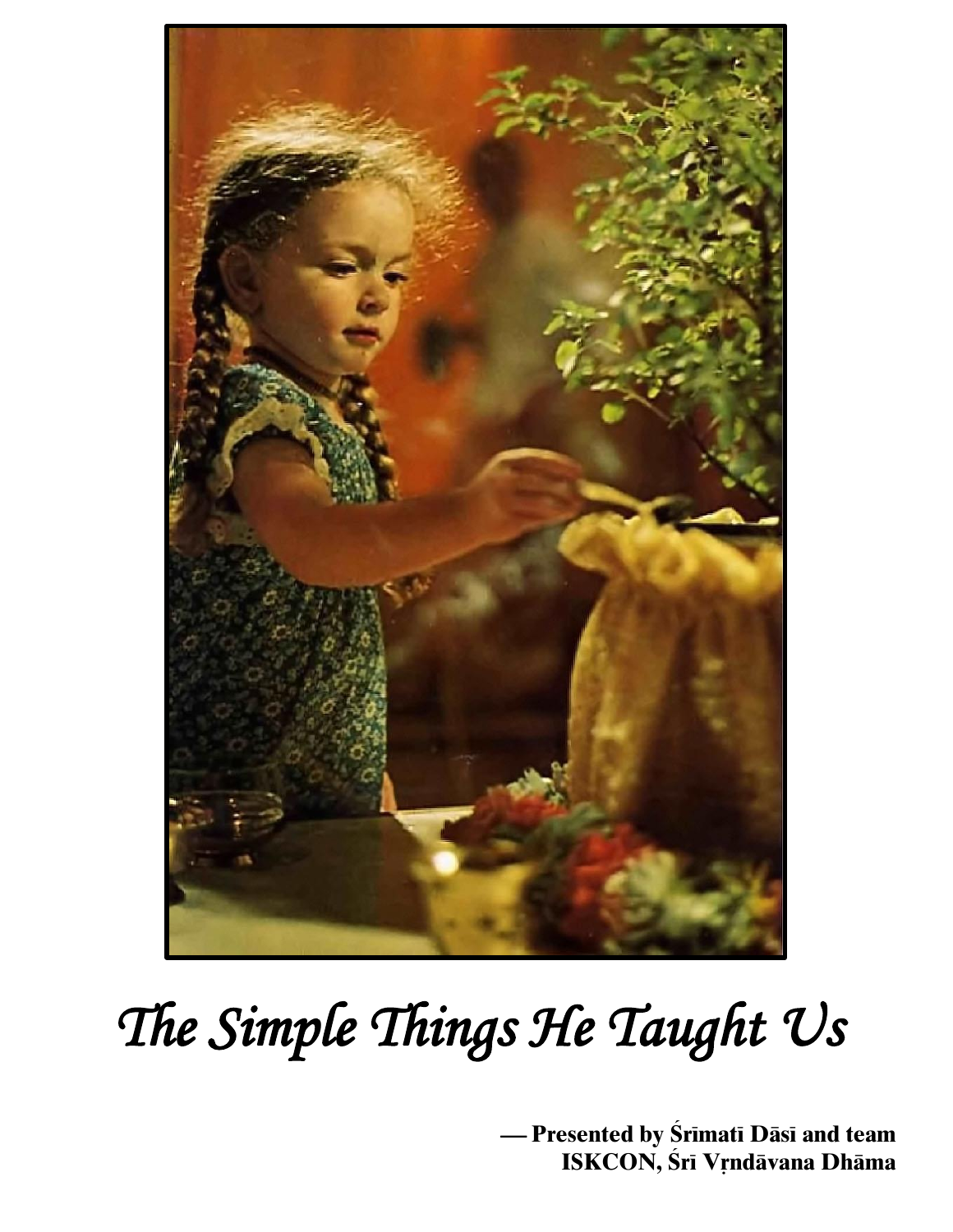# *The Simple Things He Taught Us*

**— Presented by Śrīmatī Dāsī and team**
**ISKCON, Śrī Vṛndāvana Dhāma**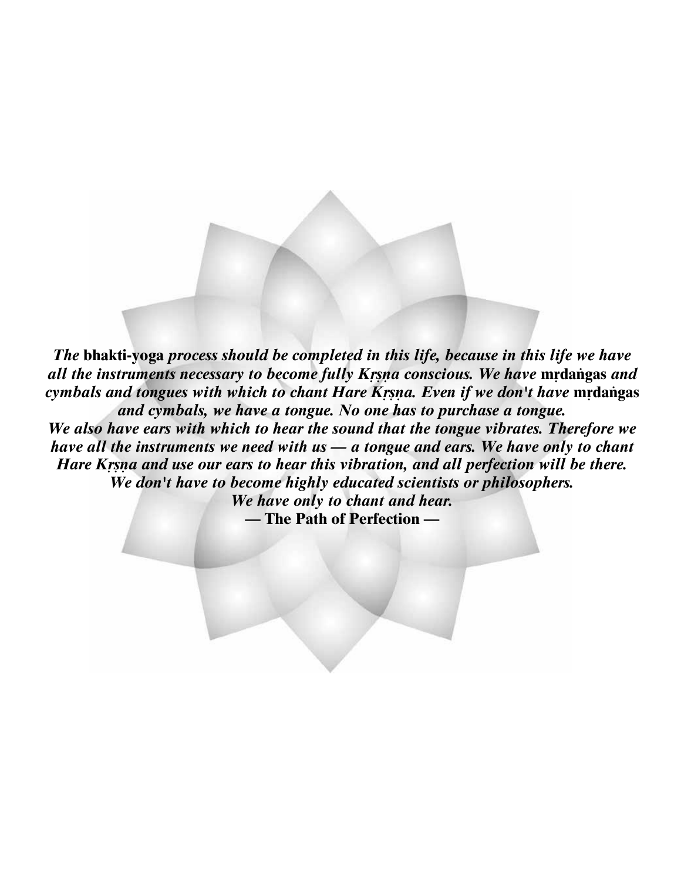*The* **bhakti-yoga** *process should be completed in this life, because in this life we have all the instruments necessary to become fully Kṛṣṇa conscious. We have* **mṛdaṅgas** *and cymbals and tongues with which to chant Hare Kṛṣṇa. Even if we don't have* **mṛdaṅgas** *and cymbals, we have a tongue. No one has to purchase a tongue.*
*We also have ears with which to hear the sound that the tongue vibrates. Therefore we have all the instruments we need with us — a tongue and ears. We have only to chant Hare Kṛṣṇa and use our ears to hear this vibration, and all perfection will be there.*
*We don't have to become highly educated scientists or philosophers.*
*We have only to chant and hear.*

**— The Path of Perfection —**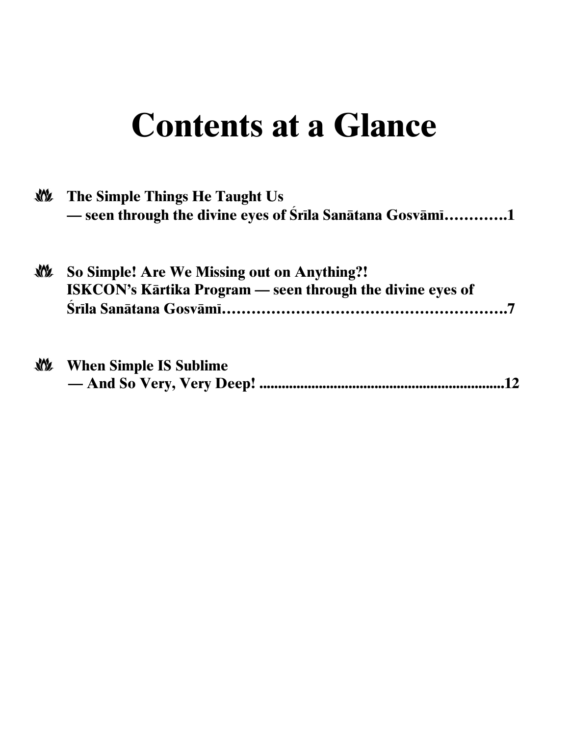# Contents at a Glance

- **The Simple Things He Taught Us**
  **— seen through the divine eyes of Śrīla Sanātana Gosvāmī…………1**

- **So Simple! Are We Missing out on Anything?!**
  **ISKCON's Kārtika Program — seen through the divine eyes of Śrīla Sanātana Gosvāmī…………………………………………………7**

- **When Simple IS Sublime**
  **— And So Very, Very Deep! ....................................................................12**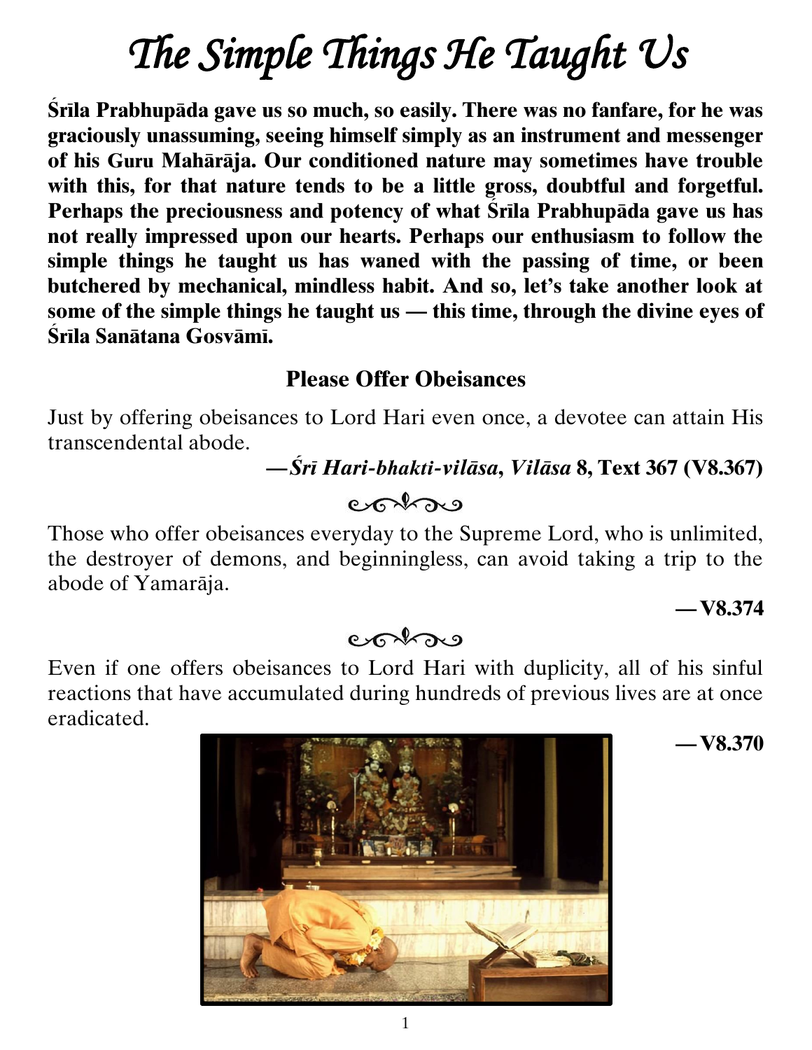# *The Simple Things He Taught Us*

**Śrīla Prabhupāda gave us so much, so easily. There was no fanfare, for he was graciously unassuming, seeing himself simply as an instrument and messenger of his Guru Mahārāja. Our conditioned nature may sometimes have trouble with this, for that nature tends to be a little gross, doubtful and forgetful. Perhaps the preciousness and potency of what Śrīla Prabhupāda gave us has not really impressed upon our hearts. Perhaps our enthusiasm to follow the simple things he taught us has waned with the passing of time, or been butchered by mechanical, mindless habit. And so, let's take another look at some of the simple things he taught us — this time, through the divine eyes of Śrīla Sanātana Gosvāmī.**

## Please Offer Obeisances

Just by offering obeisances to Lord Hari even once, a devotee can attain His transcendental abode.

**—*Śrī Hari-bhakti-vilāsa*, *Vilāsa* 8, Text 367 (V8.367)**

Those who offer obeisances everyday to the Supreme Lord, who is unlimited, the destroyer of demons, and beginningless, can avoid taking a trip to the abode of Yamarāja.

**— V8.374**

Even if one offers obeisances to Lord Hari with duplicity, all of his sinful reactions that have accumulated during hundreds of previous lives are at once eradicated.

**— V8.370**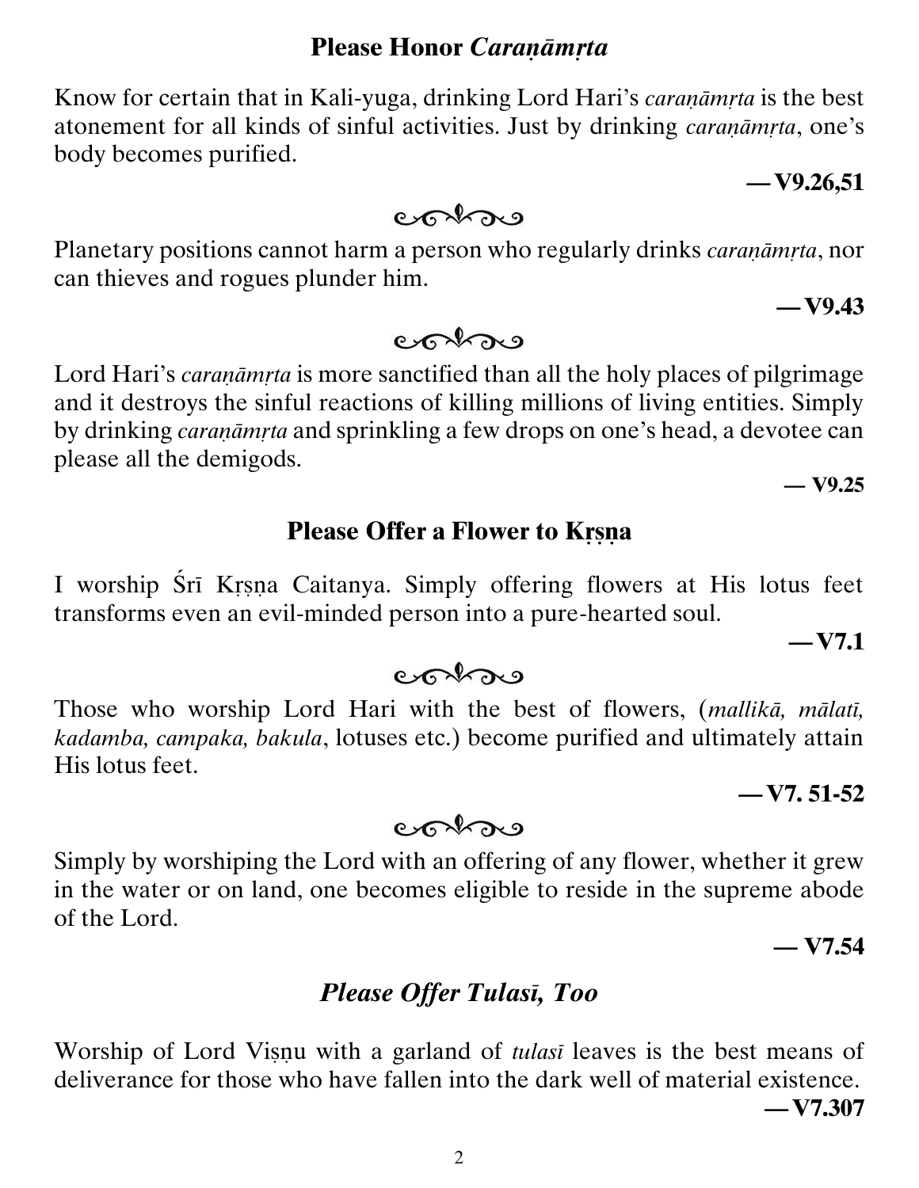## Please Honor *Caraṇāmṛta*

Know for certain that in Kali-yuga, drinking Lord Hari's *caraṇāmṛta* is the best atonement for all kinds of sinful activities. Just by drinking *caraṇāmṛta*, one's body becomes purified.

**— V9.26,51**

Planetary positions cannot harm a person who regularly drinks *caraṇāmṛta*, nor can thieves and rogues plunder him.

**— V9.43**

Lord Hari's *caraṇāmṛta* is more sanctified than all the holy places of pilgrimage and it destroys the sinful reactions of killing millions of living entities. Simply by drinking *caraṇāmṛta* and sprinkling a few drops on one's head, a devotee can please all the demigods.

**— V9.25**

## Please Offer a Flower to Kṛṣṇa

I worship Śrī Kṛṣṇa Caitanya. Simply offering flowers at His lotus feet transforms even an evil-minded person into a pure-hearted soul.

**— V7.1**

Those who worship Lord Hari with the best of flowers, (*mallikā, mālatī, kadamba, campaka, bakula*, lotuses etc.) become purified and ultimately attain His lotus feet.

**— V7. 51-52**

Simply by worshiping the Lord with an offering of any flower, whether it grew in the water or on land, one becomes eligible to reside in the supreme abode of the Lord.

**— V7.54**

## *Please Offer Tulasī, Too*

Worship of Lord Viṣṇu with a garland of *tulasī* leaves is the best means of deliverance for those who have fallen into the dark well of material existence.

**— V7.307**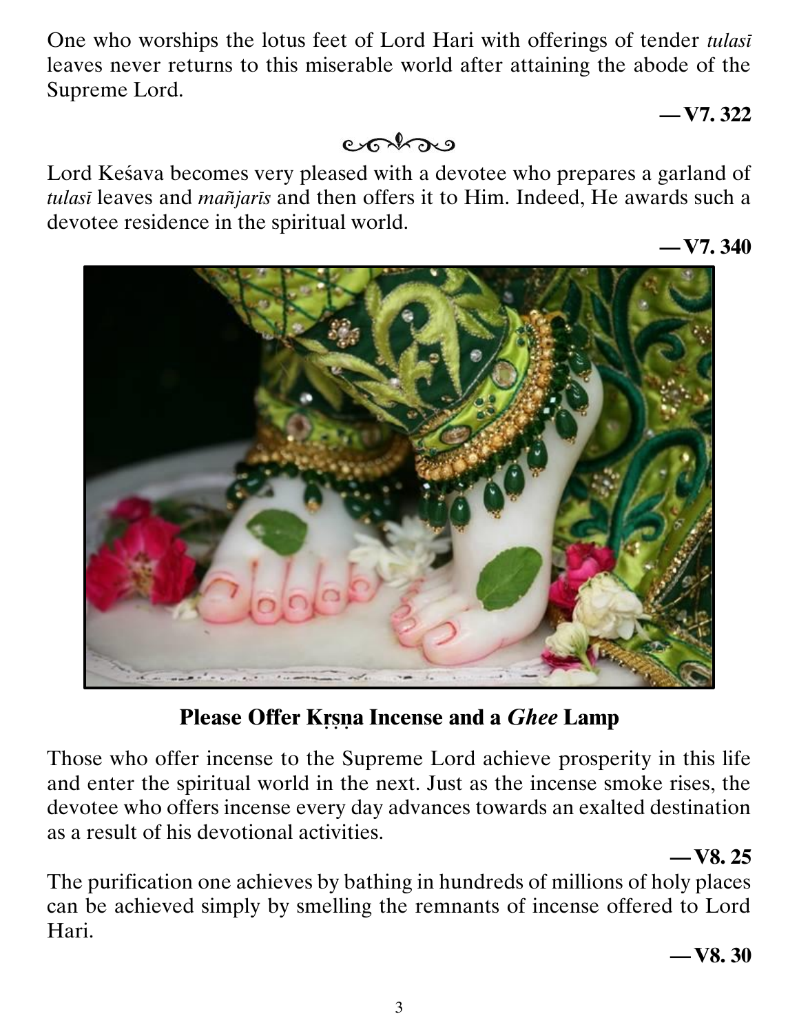One who worships the lotus feet of Lord Hari with offerings of tender *tulasī* leaves never returns to this miserable world after attaining the abode of the Supreme Lord.

**— V7. 322**

Lord Keśava becomes very pleased with a devotee who prepares a garland of *tulasī* leaves and *mañjarīs* and then offers it to Him. Indeed, He awards such a devotee residence in the spiritual world.

**— V7. 340**

## Please Offer Kṛṣṇa Incense and a *Ghee* Lamp

Those who offer incense to the Supreme Lord achieve prosperity in this life and enter the spiritual world in the next. Just as the incense smoke rises, the devotee who offers incense every day advances towards an exalted destination as a result of his devotional activities.

**— V8. 25**

The purification one achieves by bathing in hundreds of millions of holy places can be achieved simply by smelling the remnants of incense offered to Lord Hari.

**— V8. 30**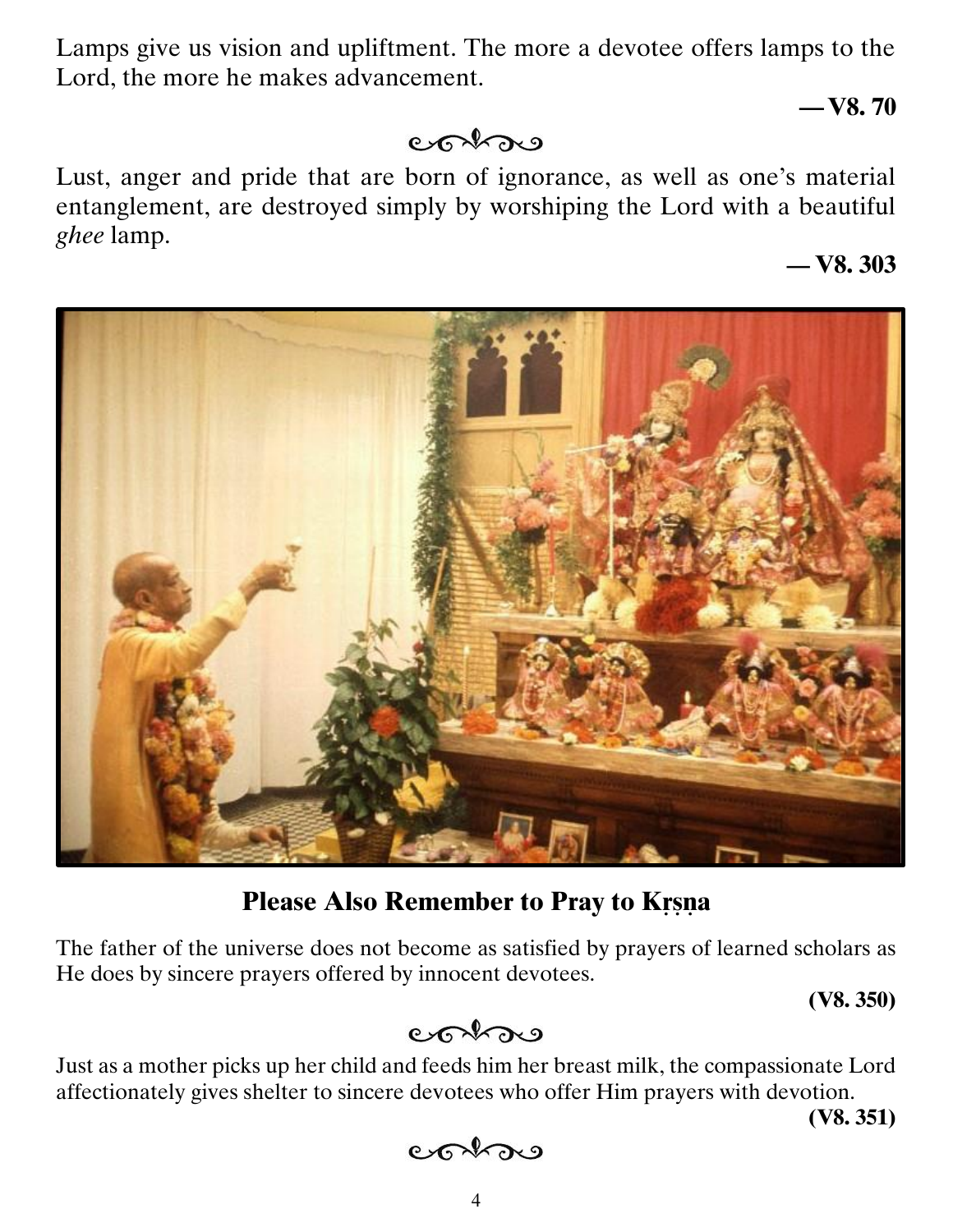Lamps give us vision and upliftment. The more a devotee offers lamps to the Lord, the more he makes advancement.

**— V8. 70**

Lust, anger and pride that are born of ignorance, as well as one's material entanglement, are destroyed simply by worshiping the Lord with a beautiful *ghee* lamp.

**— V8. 303**

## Please Also Remember to Pray to Kṛṣṇa

The father of the universe does not become as satisfied by prayers of learned scholars as He does by sincere prayers offered by innocent devotees.

**(V8. 350)**

Just as a mother picks up her child and feeds him her breast milk, the compassionate Lord affectionately gives shelter to sincere devotees who offer Him prayers with devotion.

**(V8. 351)**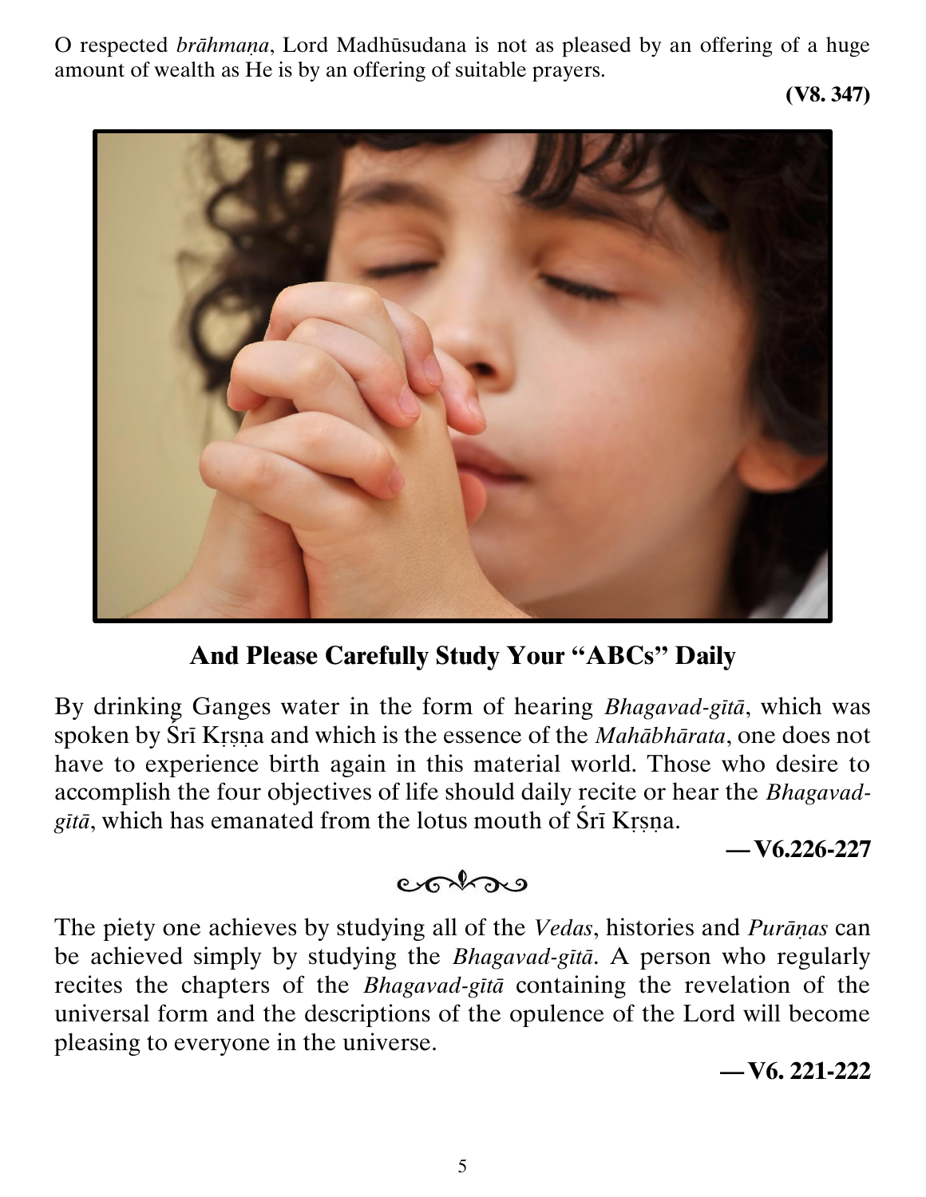O respected *brāhmaṇa*, Lord Madhūsudana is not as pleased by an offering of a huge amount of wealth as He is by an offering of suitable prayers.

**(V8. 347)**

## And Please Carefully Study Your "ABCs" Daily

By drinking Ganges water in the form of hearing *Bhagavad-gītā*, which was spoken by Śrī Kṛṣṇa and which is the essence of the *Mahābhārata*, one does not have to experience birth again in this material world. Those who desire to accomplish the four objectives of life should daily recite or hear the *Bhagavad-gītā*, which has emanated from the lotus mouth of Śrī Kṛṣṇa.

**—V6.226-227**

The piety one achieves by studying all of the *Vedas*, histories and *Purāṇas* can be achieved simply by studying the *Bhagavad-gītā*. A person who regularly recites the chapters of the *Bhagavad-gītā* containing the revelation of the universal form and the descriptions of the opulence of the Lord will become pleasing to everyone in the universe.

**—V6. 221-222**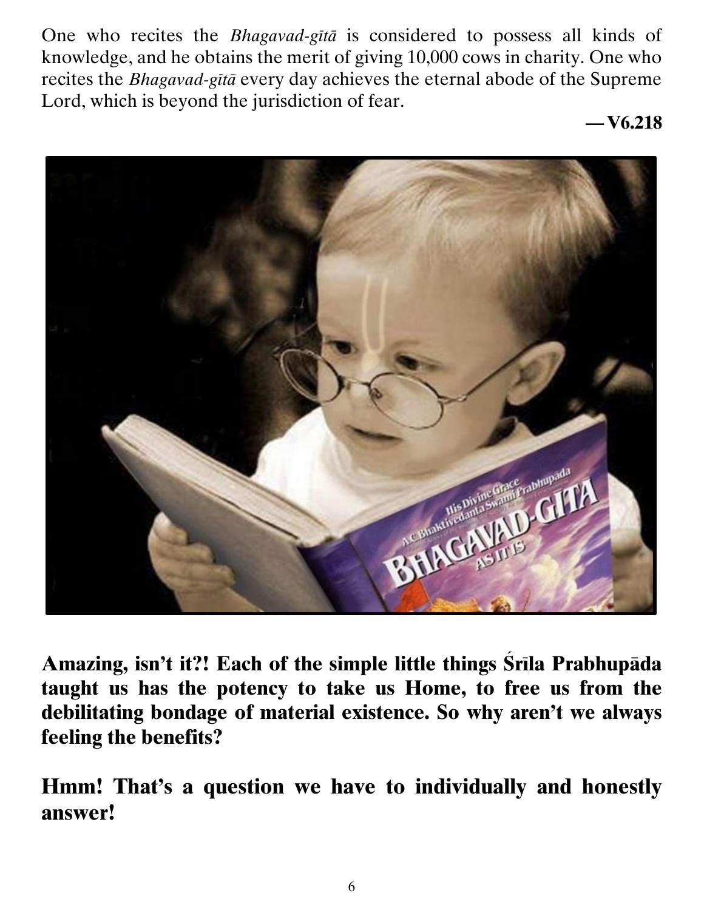One who recites the *Bhagavad-gītā* is considered to possess all kinds of knowledge, and he obtains the merit of giving 10,000 cows in charity. One who recites the *Bhagavad-gītā* every day achieves the eternal abode of the Supreme Lord, which is beyond the jurisdiction of fear.

**— V6.218**

**Amazing, isn't it?! Each of the simple little things Śrīla Prabhupāda taught us has the potency to take us Home, to free us from the debilitating bondage of material existence. So why aren't we always feeling the benefits?**

**Hmm! That's a question we have to individually and honestly answer!**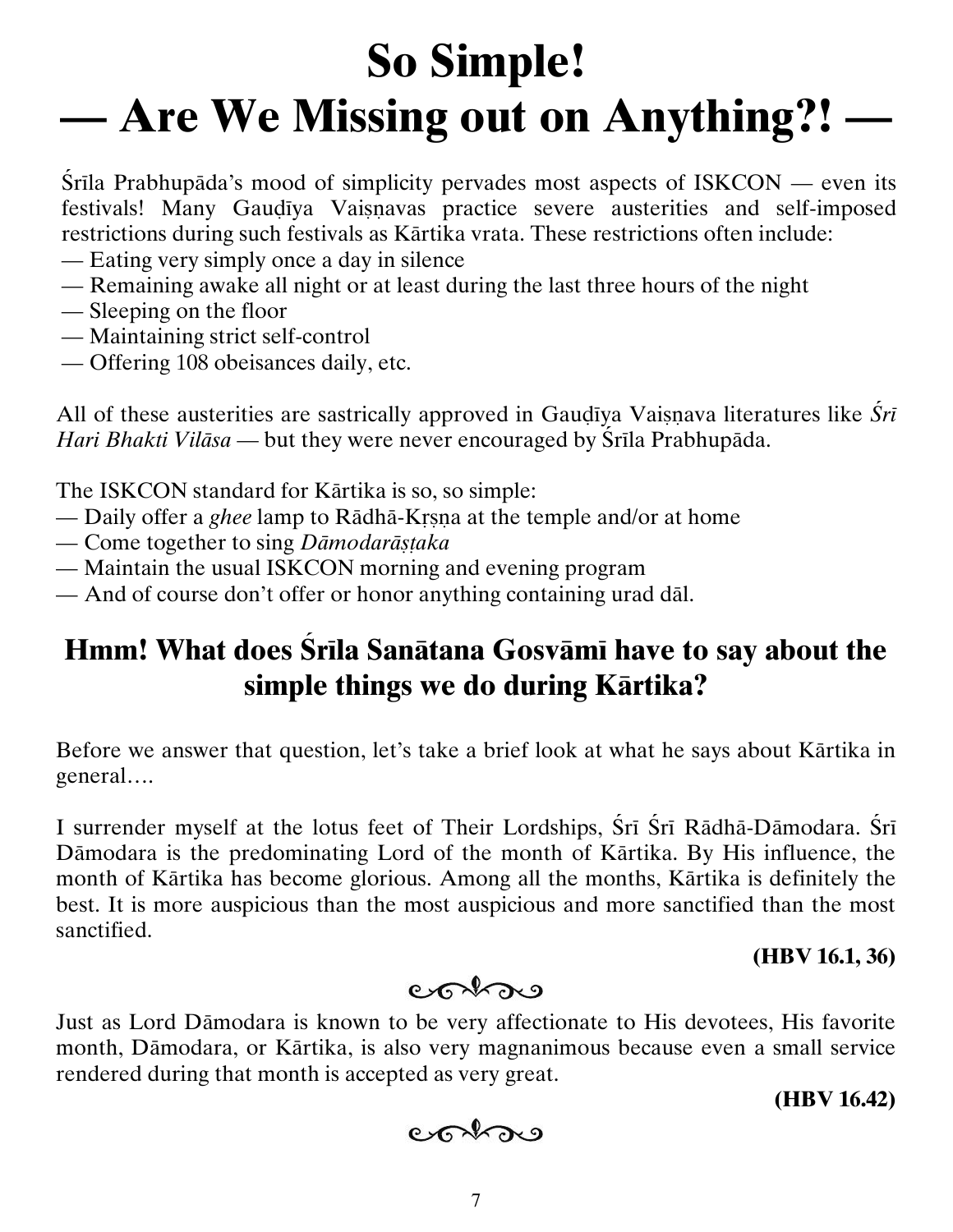# So Simple!
# — Are We Missing out on Anything?! —

Śrīla Prabhupāda's mood of simplicity pervades most aspects of ISKCON — even its festivals! Many Gauḍīya Vaiṣṇavas practice severe austerities and self-imposed restrictions during such festivals as Kārtika vrata. These restrictions often include:

— Eating very simply once a day in silence
— Remaining awake all night or at least during the last three hours of the night
— Sleeping on the floor
— Maintaining strict self-control
— Offering 108 obeisances daily, etc.

All of these austerities are sastrically approved in Gauḍīya Vaiṣṇava literatures like *Śrī Hari Bhakti Vilāsa* — but they were never encouraged by Śrīla Prabhupāda.

The ISKCON standard for Kārtika is so, so simple:

— Daily offer a *ghee* lamp to Rādhā-Kṛṣṇa at the temple and/or at home
— Come together to sing *Dāmodarāṣṭaka*
— Maintain the usual ISKCON morning and evening program
— And of course don't offer or honor anything containing urad dāl.

## Hmm! What does Śrīla Sanātana Gosvāmī have to say about the simple things we do during Kārtika?

Before we answer that question, let's take a brief look at what he says about Kārtika in general….

I surrender myself at the lotus feet of Their Lordships, Śrī Śrī Rādhā-Dāmodara. Śrī Dāmodara is the predominating Lord of the month of Kārtika. By His influence, the month of Kārtika has become glorious. Among all the months, Kārtika is definitely the best. It is more auspicious than the most auspicious and more sanctified than the most sanctified.

**(HBV 16.1, 36)**

Just as Lord Dāmodara is known to be very affectionate to His devotees, His favorite month, Dāmodara, or Kārtika, is also very magnanimous because even a small service rendered during that month is accepted as very great.

**(HBV 16.42)**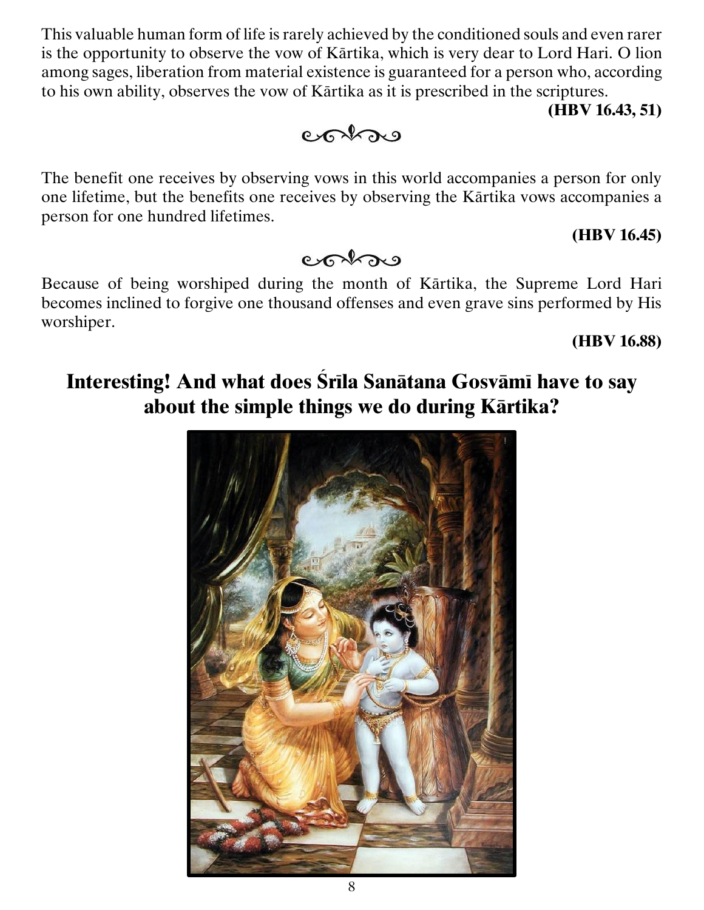This valuable human form of life is rarely achieved by the conditioned souls and even rarer is the opportunity to observe the vow of Kārtika, which is very dear to Lord Hari. O lion among sages, liberation from material existence is guaranteed for a person who, according to his own ability, observes the vow of Kārtika as it is prescribed in the scriptures.

**(HBV 16.43, 51)**

The benefit one receives by observing vows in this world accompanies a person for only one lifetime, but the benefits one receives by observing the Kārtika vows accompanies a person for one hundred lifetimes.

**(HBV 16.45)**

Because of being worshiped during the month of Kārtika, the Supreme Lord Hari becomes inclined to forgive one thousand offenses and even grave sins performed by His worshiper.

**(HBV 16.88)**

## Interesting! And what does Śrīla Sanātana Gosvāmī have to say about the simple things we do during Kārtika?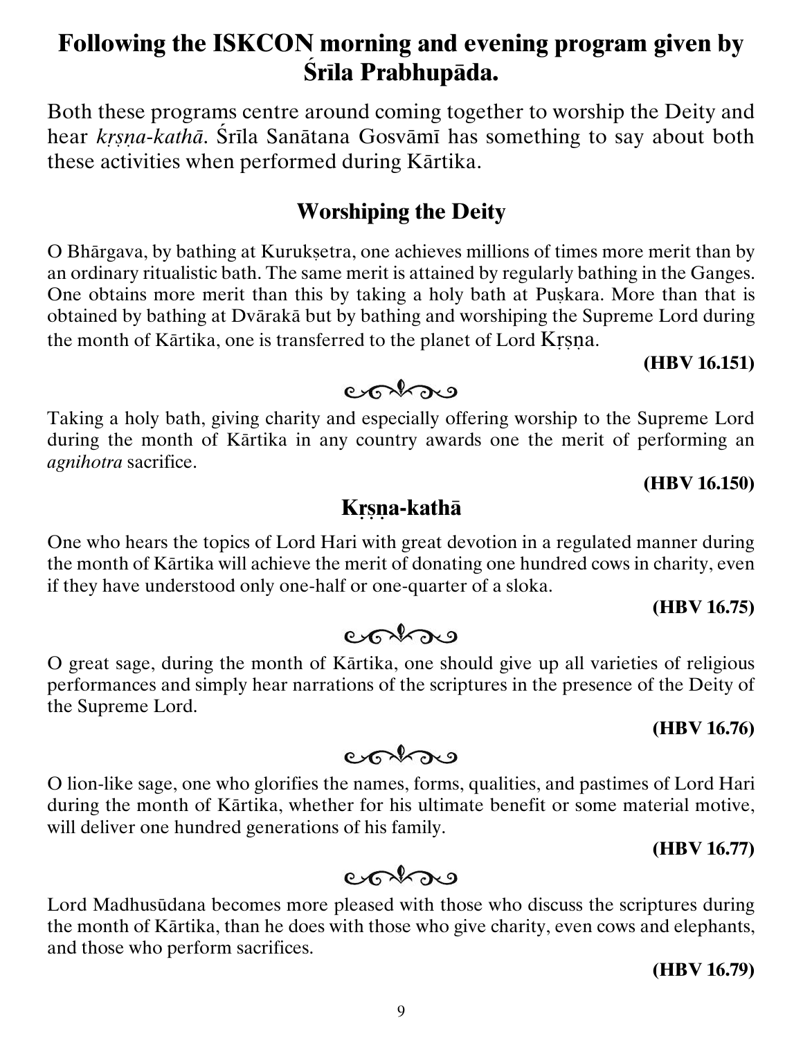# Following the ISKCON morning and evening program given by Śrīla Prabhupāda.

Both these programs centre around coming together to worship the Deity and hear *kṛṣṇa-kathā*. Śrīla Sanātana Gosvāmī has something to say about both these activities when performed during Kārtika.

## Worshiping the Deity

O Bhārgava, by bathing at Kurukṣetra, one achieves millions of times more merit than by an ordinary ritualistic bath. The same merit is attained by regularly bathing in the Ganges. One obtains more merit than this by taking a holy bath at Puṣkara. More than that is obtained by bathing at Dvārakā but by bathing and worshiping the Supreme Lord during the month of Kārtika, one is transferred to the planet of Lord Kṛṣṇa.

**(HBV 16.151)**

Taking a holy bath, giving charity and especially offering worship to the Supreme Lord during the month of Kārtika in any country awards one the merit of performing an *agnihotra* sacrifice.

**(HBV 16.150)**

## Kṛṣṇa-kathā

One who hears the topics of Lord Hari with great devotion in a regulated manner during the month of Kārtika will achieve the merit of donating one hundred cows in charity, even if they have understood only one-half or one-quarter of a sloka.

**(HBV 16.75)**

O great sage, during the month of Kārtika, one should give up all varieties of religious performances and simply hear narrations of the scriptures in the presence of the Deity of the Supreme Lord.

**(HBV 16.76)**

O lion-like sage, one who glorifies the names, forms, qualities, and pastimes of Lord Hari during the month of Kārtika, whether for his ultimate benefit or some material motive, will deliver one hundred generations of his family.

**(HBV 16.77)**

Lord Madhusūdana becomes more pleased with those who discuss the scriptures during the month of Kārtika, than he does with those who give charity, even cows and elephants, and those who perform sacrifices.

**(HBV 16.79)**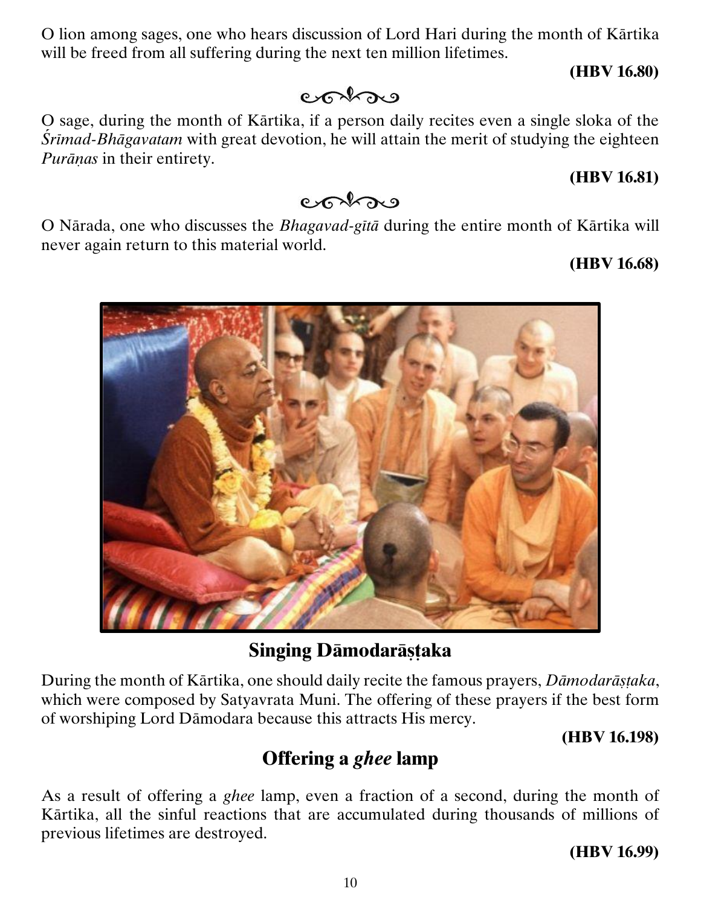O lion among sages, one who hears discussion of Lord Hari during the month of Kārtika will be freed from all suffering during the next ten million lifetimes.

**(HBV 16.80)**

O sage, during the month of Kārtika, if a person daily recites even a single sloka of the *Śrīmad-Bhāgavatam* with great devotion, he will attain the merit of studying the eighteen *Purāṇas* in their entirety.

**(HBV 16.81)**

O Nārada, one who discusses the *Bhagavad-gītā* during the entire month of Kārtika will never again return to this material world.

**(HBV 16.68)**

## Singing Dāmodarāṣṭaka

During the month of Kārtika, one should daily recite the famous prayers, *Dāmodarāṣṭaka*, which were composed by Satyavrata Muni. The offering of these prayers if the best form of worshiping Lord Dāmodara because this attracts His mercy.

**(HBV 16.198)**

## Offering a *ghee* lamp

As a result of offering a *ghee* lamp, even a fraction of a second, during the month of Kārtika, all the sinful reactions that are accumulated during thousands of millions of previous lifetimes are destroyed.

**(HBV 16.99)**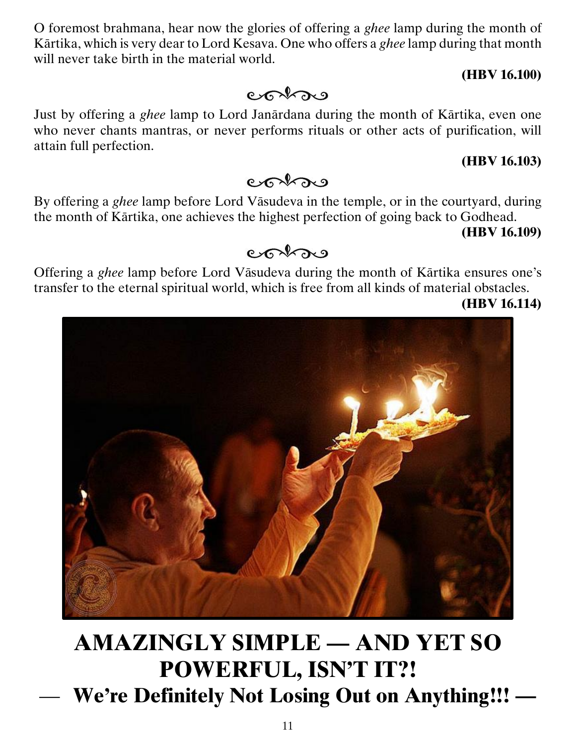O foremost brahmana, hear now the glories of offering a *ghee* lamp during the month of Kārtika, which is very dear to Lord Kesava. One who offers a *ghee* lamp during that month will never take birth in the material world.

**(HBV 16.100)**

Just by offering a *ghee* lamp to Lord Janārdana during the month of Kārtika, even one who never chants mantras, or never performs rituals or other acts of purification, will attain full perfection.

**(HBV 16.103)**

By offering a *ghee* lamp before Lord Vāsudeva in the temple, or in the courtyard, during the month of Kārtika, one achieves the highest perfection of going back to Godhead.

**(HBV 16.109)**

Offering a *ghee* lamp before Lord Vāsudeva during the month of Kārtika ensures one's transfer to the eternal spiritual world, which is free from all kinds of material obstacles.

**(HBV 16.114)**

# AMAZINGLY SIMPLE — AND YET SO POWERFUL, ISN'T IT?!

## — We're Definitely Not Losing Out on Anything!!! —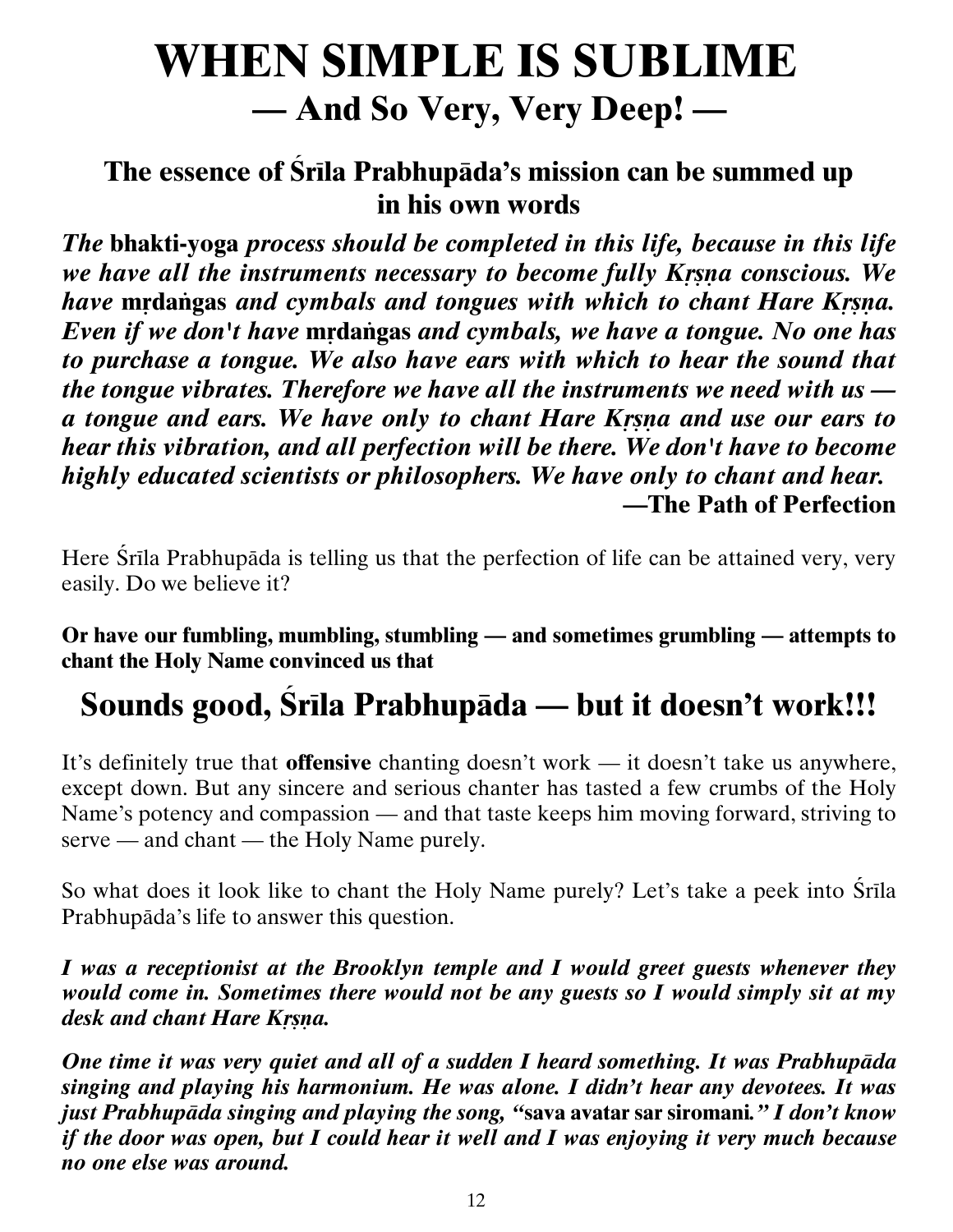# WHEN SIMPLE IS SUBLIME

## — And So Very, Very Deep! —

### The essence of Śrīla Prabhupāda's mission can be summed up in his own words

***The* bhakti-yoga *process should be completed in this life, because in this life we have all the instruments necessary to become fully Kṛṣṇa conscious. We have* mṛdaṅgas *and cymbals and tongues with which to chant Hare Kṛṣṇa. Even if we don't have* mṛdaṅgas *and cymbals, we have a tongue. No one has to purchase a tongue. We also have ears with which to hear the sound that the tongue vibrates. Therefore we have all the instruments we need with us — a tongue and ears. We have only to chant Hare Kṛṣṇa and use our ears to hear this vibration, and all perfection will be there. We don't have to become highly educated scientists or philosophers. We have only to chant and hear.***

**—The Path of Perfection**

Here Śrīla Prabhupāda is telling us that the perfection of life can be attained very, very easily. Do we believe it?

**Or have our fumbling, mumbling, stumbling — and sometimes grumbling — attempts to chant the Holy Name convinced us that**

## Sounds good, Śrīla Prabhupāda — but it doesn't work!!!

It's definitely true that **offensive** chanting doesn't work — it doesn't take us anywhere, except down. But any sincere and serious chanter has tasted a few crumbs of the Holy Name's potency and compassion — and that taste keeps him moving forward, striving to serve — and chant — the Holy Name purely.

So what does it look like to chant the Holy Name purely? Let's take a peek into Śrīla Prabhupāda's life to answer this question.

***I was a receptionist at the Brooklyn temple and I would greet guests whenever they would come in. Sometimes there would not be any guests so I would simply sit at my desk and chant Hare Kṛṣṇa.***

***One time it was very quiet and all of a sudden I heard something. It was Prabhupāda singing and playing his harmonium. He was alone. I didn't hear any devotees. It was just Prabhupāda singing and playing the song, "*sava avatar sar siromani.*" I don't know if the door was open, but I could hear it well and I was enjoying it very much because no one else was around.***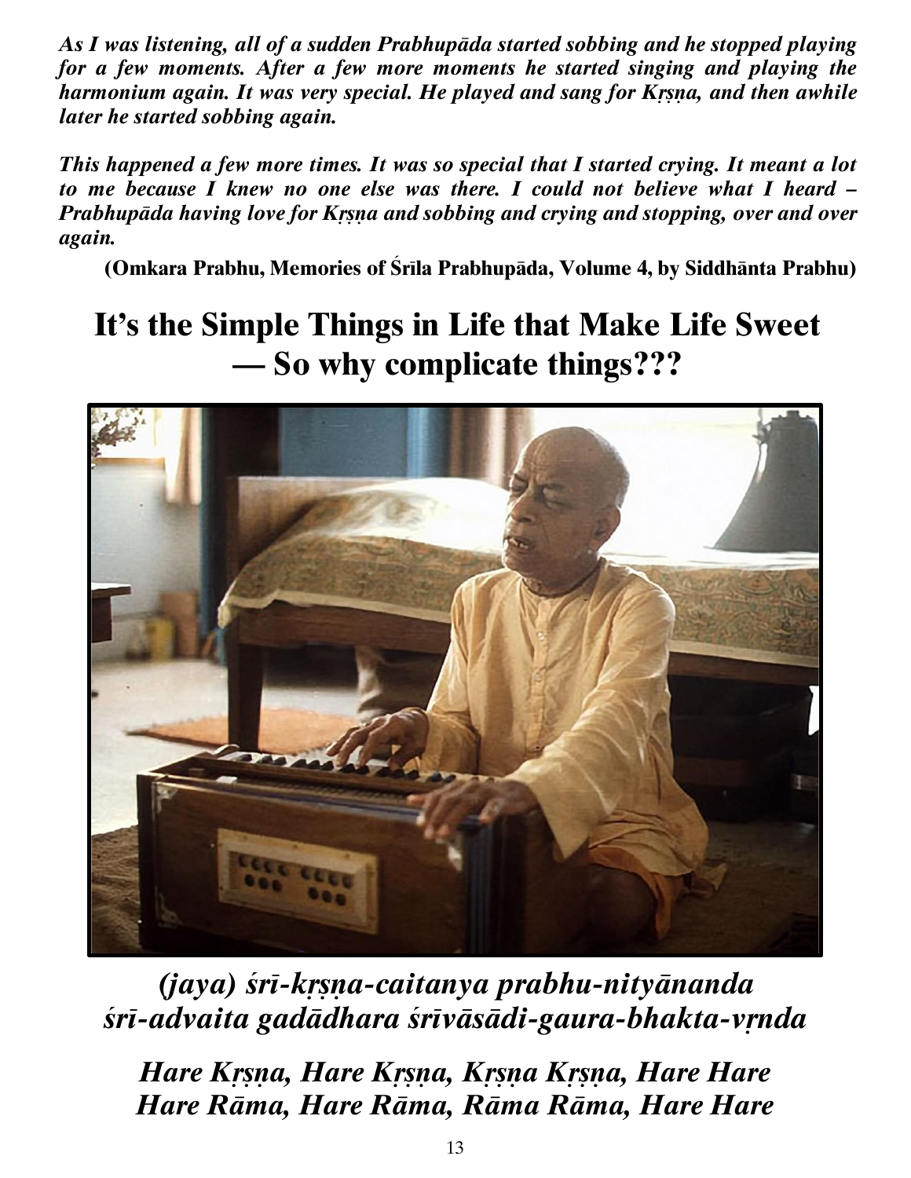***As I was listening, all of a sudden Prabhupāda started sobbing and he stopped playing for a few moments. After a few more moments he started singing and playing the harmonium again. It was very special. He played and sang for Kṛṣṇa, and then awhile later he started sobbing again.***

***This happened a few more times. It was so special that I started crying. It meant a lot to me because I knew no one else was there. I could not believe what I heard – Prabhupāda having love for Kṛṣṇa and sobbing and crying and stopping, over and over again.***

**(Omkara Prabhu, Memories of Śrīla Prabhupāda, Volume 4, by Siddhānta Prabhu)**

# It's the Simple Things in Life that Make Life Sweet — So why complicate things???

*(jaya) śrī-kṛṣṇa-caitanya prabhu-nityānanda*
*śrī-advaita gadādhara śrīvāsādi-gaura-bhakta-vṛnda*

*Hare Kṛṣṇa, Hare Kṛṣṇa, Kṛṣṇa Kṛṣṇa, Hare Hare*
*Hare Rāma, Hare Rāma, Rāma Rāma, Hare Hare*